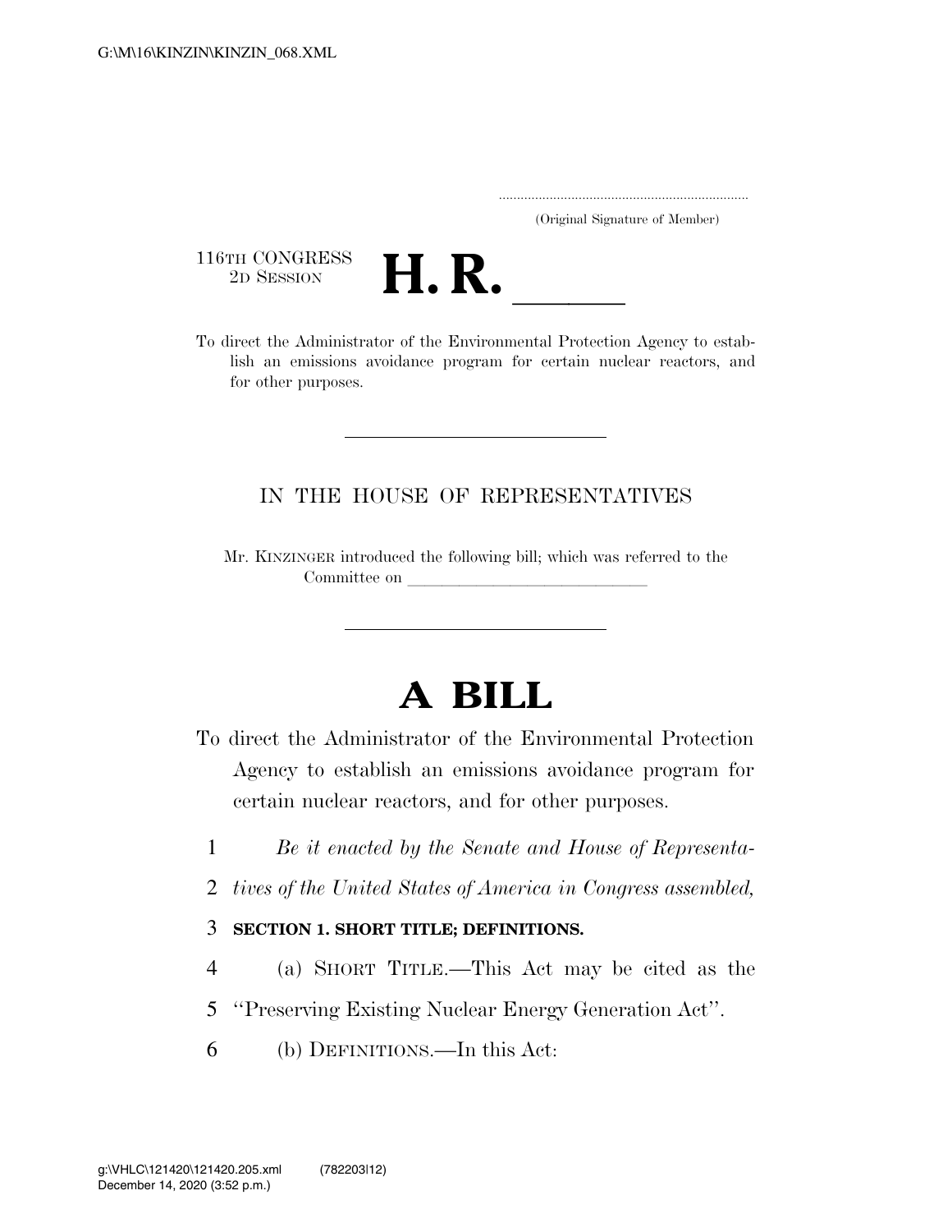(Original Signature of Member)

116TH CONGRESS
2D SESSION

# H. R. \_\_\_\_\_

To direct the Administrator of the Environmental Protection Agency to establish an emissions avoidance program for certain nuclear reactors, and for other purposes.

IN THE HOUSE OF REPRESENTATIVES

Mr. KINZINGER introduced the following bill; which was referred to the Committee on \_\_\_\_\_\_\_\_\_\_\_\_\_\_\_\_\_\_\_\_\_\_\_\_\_\_\_\_\_\_

# A BILL

To direct the Administrator of the Environmental Protection Agency to establish an emissions avoidance program for certain nuclear reactors, and for other purposes.

*Be it enacted by the Senate and House of Representatives of the United States of America in Congress assembled,*

**SECTION 1. SHORT TITLE; DEFINITIONS.**

(a) SHORT TITLE.—This Act may be cited as the ''Preserving Existing Nuclear Energy Generation Act''.

(b) DEFINITIONS.—In this Act: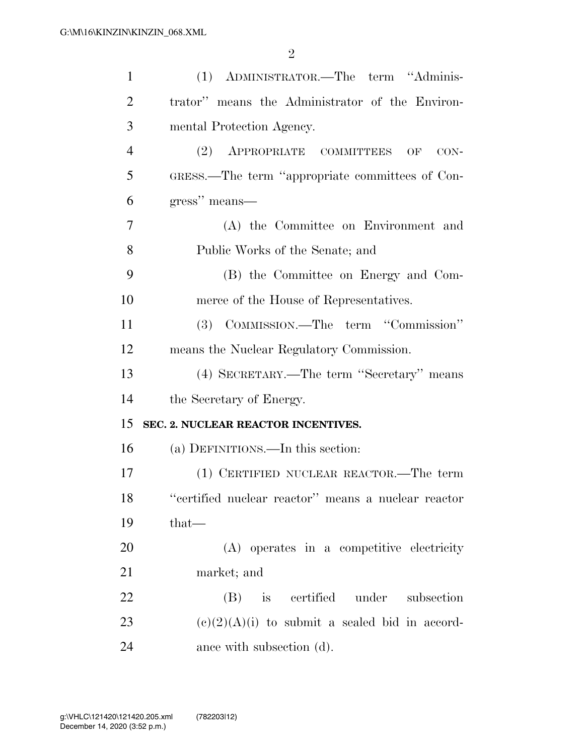(1) ADMINISTRATOR.—The term "Administrator" means the Administrator of the Environmental Protection Agency.

(2) APPROPRIATE COMMITTEES OF CONGRESS.—The term "appropriate committees of Congress" means—

(A) the Committee on Environment and Public Works of the Senate; and

(B) the Committee on Energy and Commerce of the House of Representatives.

(3) COMMISSION.—The term "Commission" means the Nuclear Regulatory Commission.

(4) SECRETARY.—The term "Secretary" means the Secretary of Energy.

**SEC. 2. NUCLEAR REACTOR INCENTIVES.**

(a) DEFINITIONS.—In this section:

(1) CERTIFIED NUCLEAR REACTOR.—The term "certified nuclear reactor" means a nuclear reactor that—

(A) operates in a competitive electricity market; and

(B) is certified under subsection (c)(2)(A)(i) to submit a sealed bid in accordance with subsection (d).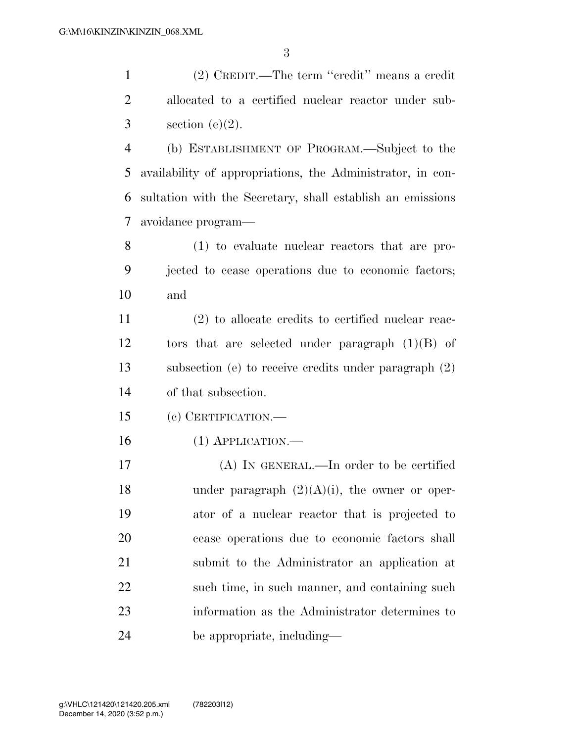(2) CREDIT.—The term ''credit'' means a credit allocated to a certified nuclear reactor under subsection (e)(2).

(b) ESTABLISHMENT OF PROGRAM.—Subject to the availability of appropriations, the Administrator, in consultation with the Secretary, shall establish an emissions avoidance program—

(1) to evaluate nuclear reactors that are projected to cease operations due to economic factors; and

(2) to allocate credits to certified nuclear reactors that are selected under paragraph (1)(B) of subsection (e) to receive credits under paragraph (2) of that subsection.

(c) CERTIFICATION.—

(1) APPLICATION.—

(A) IN GENERAL.—In order to be certified under paragraph (2)(A)(i), the owner or operator of a nuclear reactor that is projected to cease operations due to economic factors shall submit to the Administrator an application at such time, in such manner, and containing such information as the Administrator determines to be appropriate, including—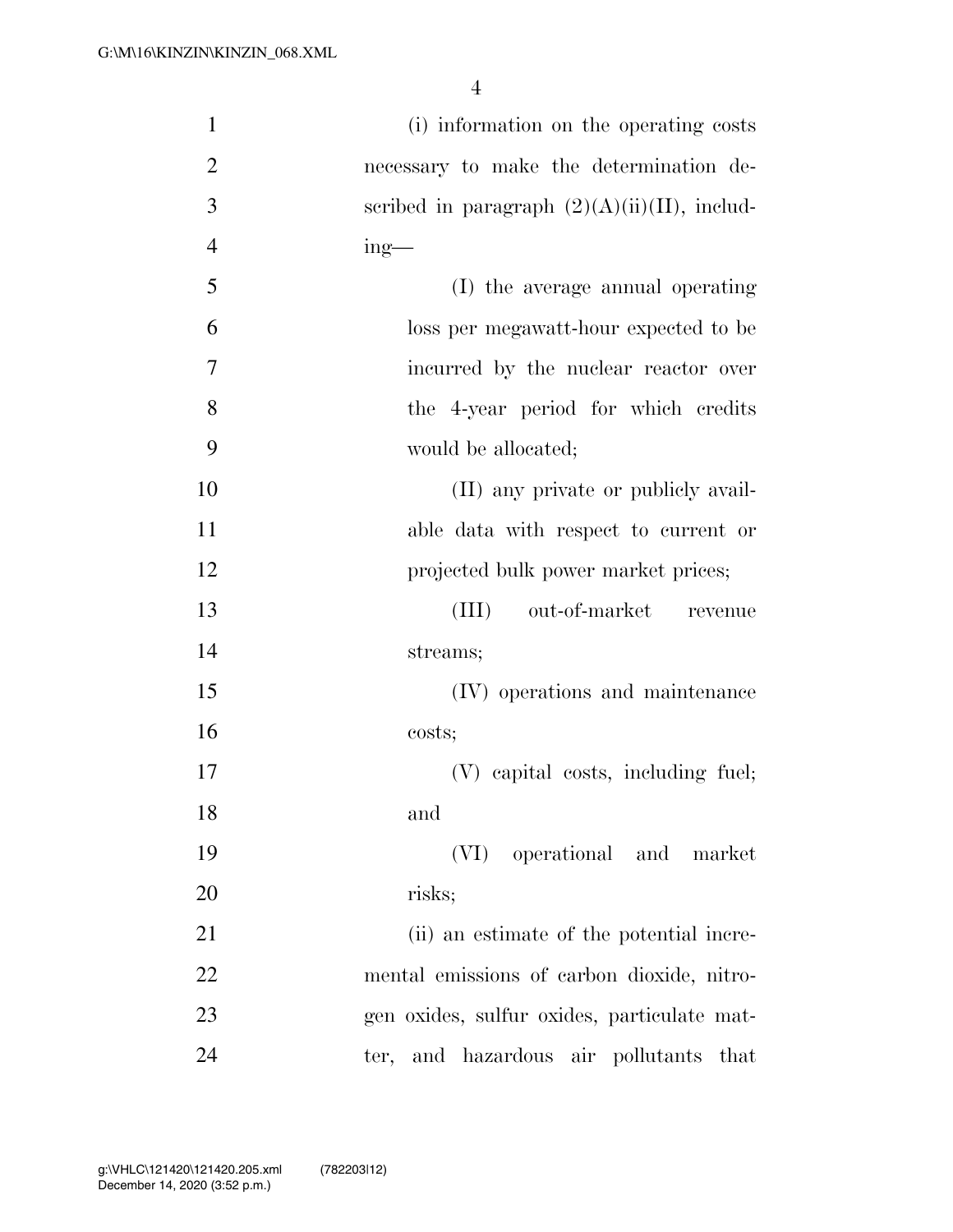(i) information on the operating costs necessary to make the determination described in paragraph (2)(A)(ii)(II), including—

(I) the average annual operating loss per megawatt-hour expected to be incurred by the nuclear reactor over the 4-year period for which credits would be allocated;

(II) any private or publicly available data with respect to current or projected bulk power market prices;

(III) out-of-market revenue streams;

(IV) operations and maintenance costs;

(V) capital costs, including fuel; and

(VI) operational and market risks;

(ii) an estimate of the potential incremental emissions of carbon dioxide, nitrogen oxides, sulfur oxides, particulate matter, and hazardous air pollutants that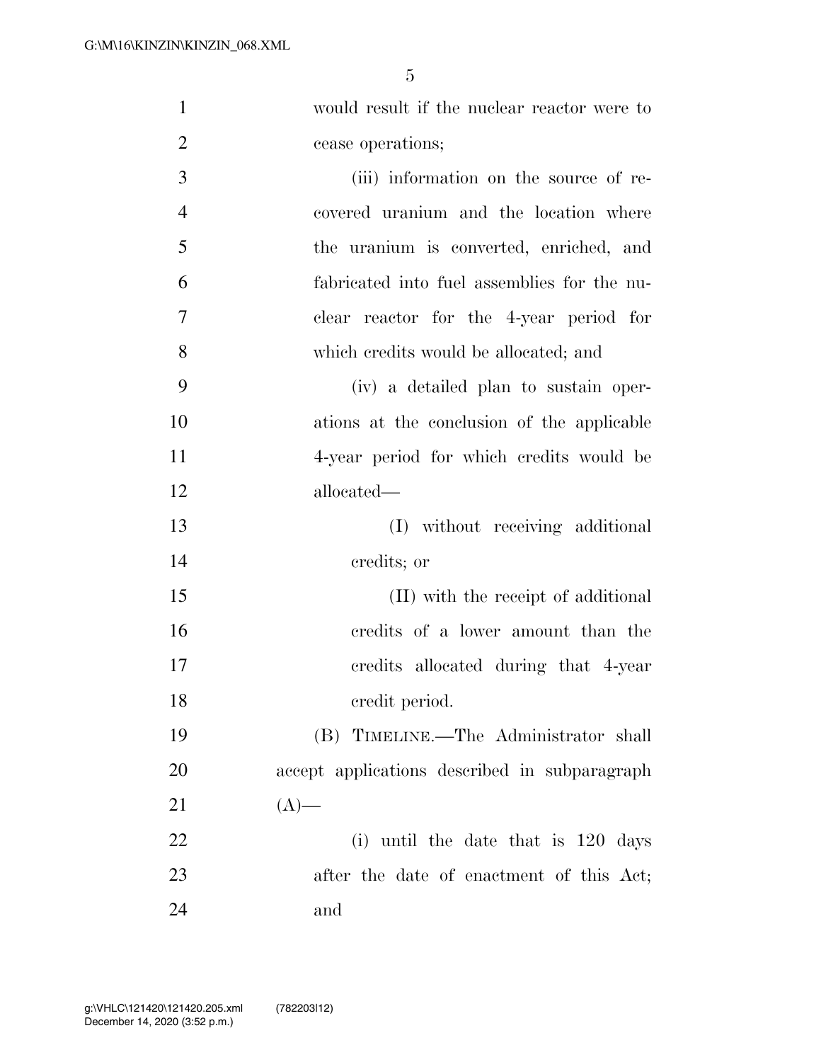would result if the nuclear reactor were to cease operations;

(iii) information on the source of recovered uranium and the location where the uranium is converted, enriched, and fabricated into fuel assemblies for the nuclear reactor for the 4-year period for which credits would be allocated; and

(iv) a detailed plan to sustain operations at the conclusion of the applicable 4-year period for which credits would be allocated—

(I) without receiving additional credits; or

(II) with the receipt of additional credits of a lower amount than the credits allocated during that 4-year credit period.

(B) TIMELINE.—The Administrator shall accept applications described in subparagraph (A)—

(i) until the date that is 120 days after the date of enactment of this Act; and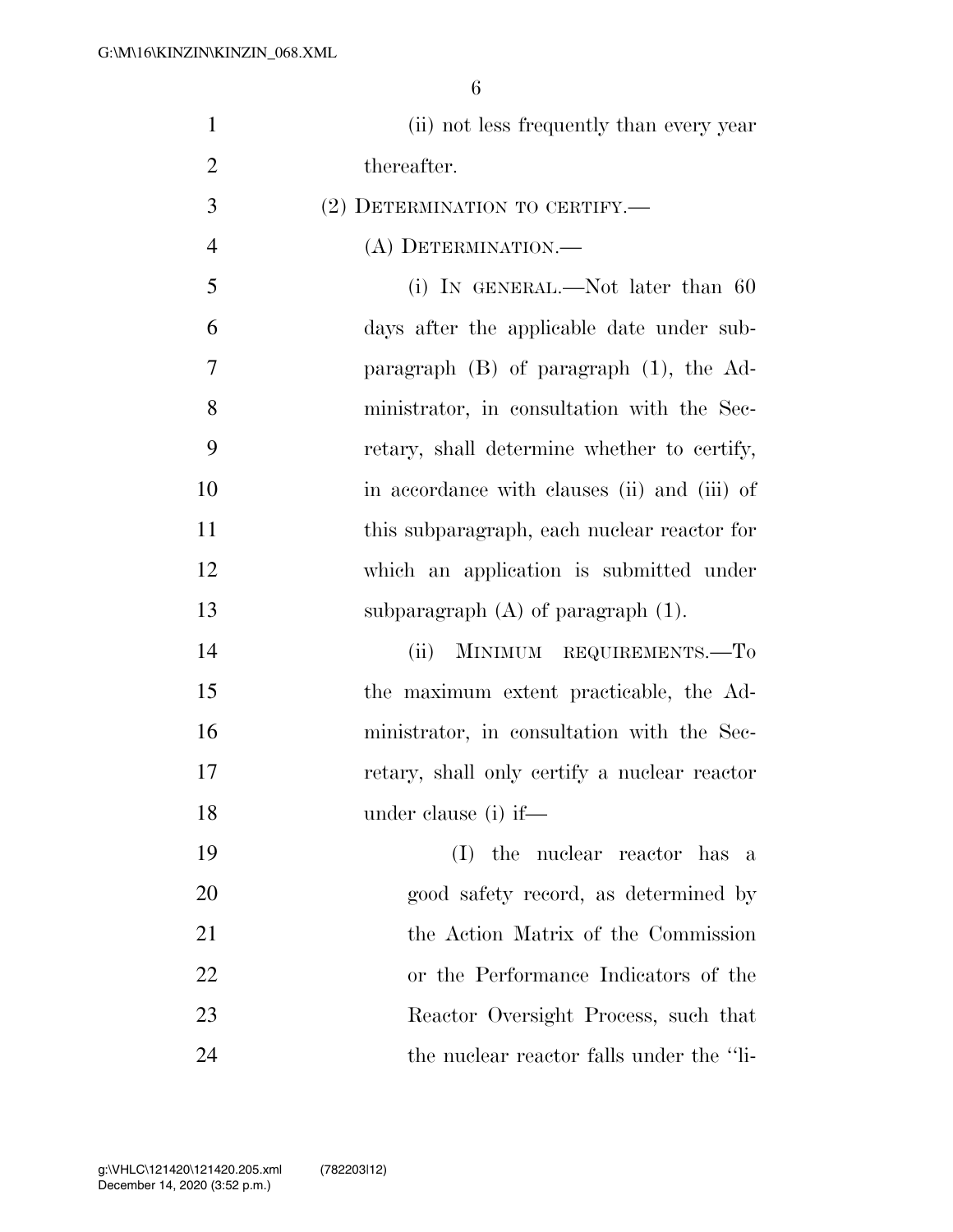(ii) not less frequently than every year thereafter.

(2) DETERMINATION TO CERTIFY.—

(A) DETERMINATION.—

(i) IN GENERAL.—Not later than 60 days after the applicable date under subparagraph (B) of paragraph (1), the Administrator, in consultation with the Secretary, shall determine whether to certify, in accordance with clauses (ii) and (iii) of this subparagraph, each nuclear reactor for which an application is submitted under subparagraph (A) of paragraph (1).

(ii) MINIMUM REQUIREMENTS.—To the maximum extent practicable, the Administrator, in consultation with the Secretary, shall only certify a nuclear reactor under clause (i) if—

(I) the nuclear reactor has a good safety record, as determined by the Action Matrix of the Commission or the Performance Indicators of the Reactor Oversight Process, such that the nuclear reactor falls under the ''li-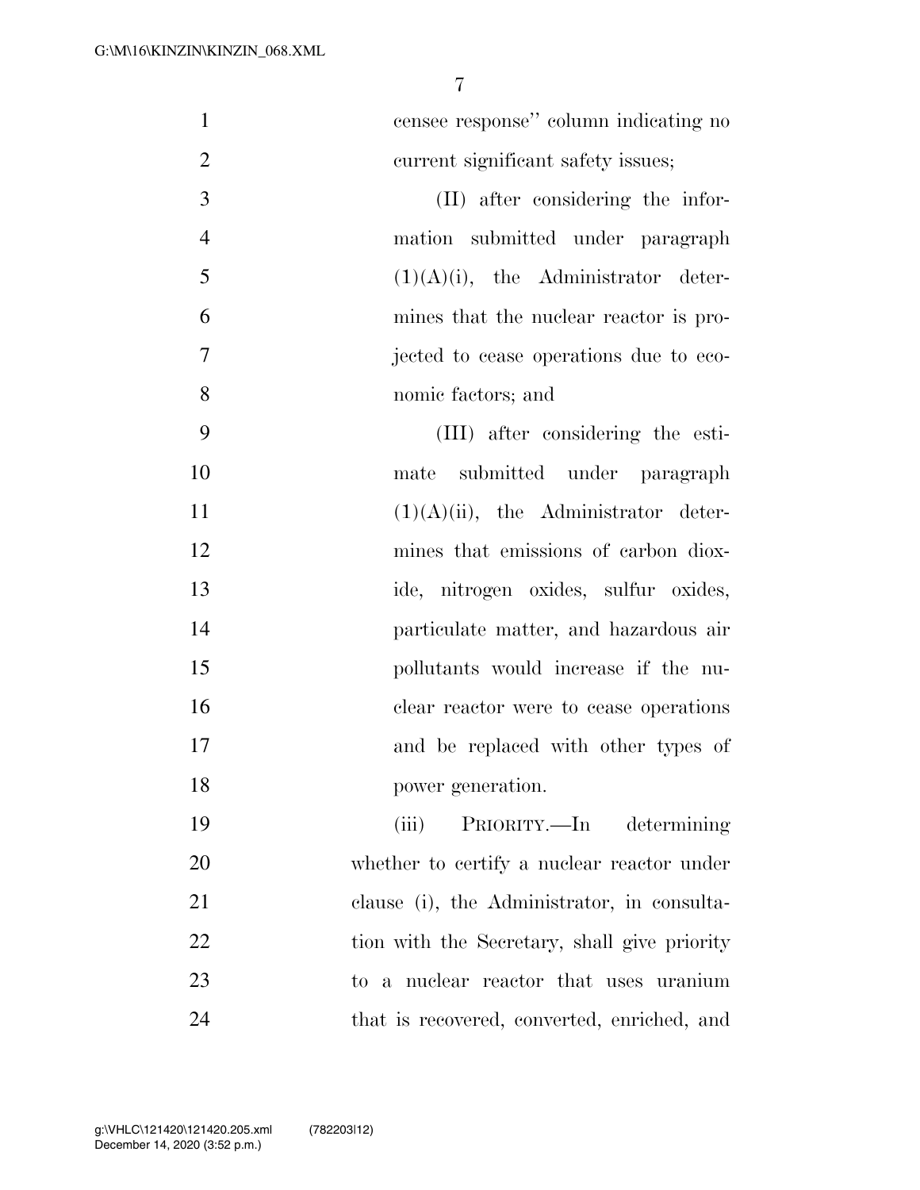censee response" column indicating no current significant safety issues;

(II) after considering the information submitted under paragraph (1)(A)(i), the Administrator determines that the nuclear reactor is projected to cease operations due to economic factors; and

(III) after considering the estimate submitted under paragraph (1)(A)(ii), the Administrator determines that emissions of carbon dioxide, nitrogen oxides, sulfur oxides, particulate matter, and hazardous air pollutants would increase if the nuclear reactor were to cease operations and be replaced with other types of power generation.

(iii) PRIORITY.—In determining whether to certify a nuclear reactor under clause (i), the Administrator, in consultation with the Secretary, shall give priority to a nuclear reactor that uses uranium that is recovered, converted, enriched, and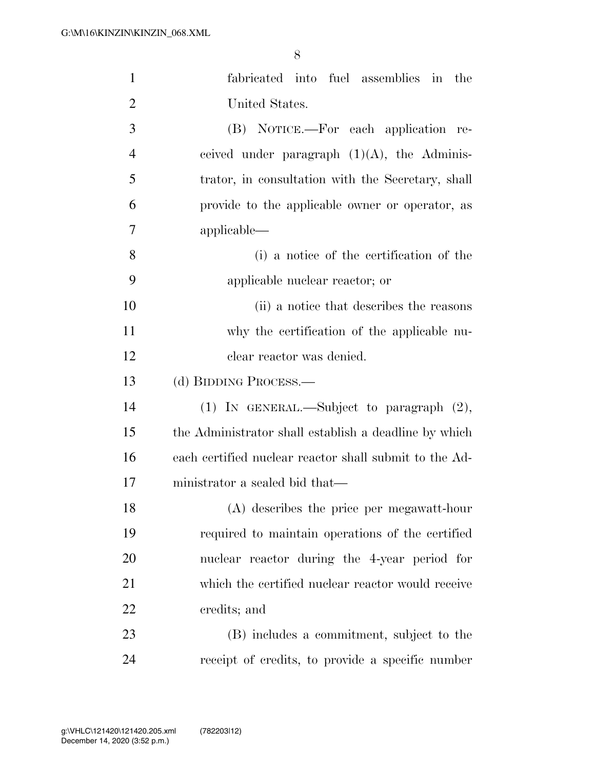fabricated into fuel assemblies in the United States.

(B) NOTICE.—For each application received under paragraph (1)(A), the Administrator, in consultation with the Secretary, shall provide to the applicable owner or operator, as applicable—

(i) a notice of the certification of the applicable nuclear reactor; or

(ii) a notice that describes the reasons why the certification of the applicable nuclear reactor was denied.

(d) BIDDING PROCESS.—

(1) IN GENERAL.—Subject to paragraph (2), the Administrator shall establish a deadline by which each certified nuclear reactor shall submit to the Administrator a sealed bid that—

(A) describes the price per megawatt-hour required to maintain operations of the certified nuclear reactor during the 4-year period for which the certified nuclear reactor would receive credits; and

(B) includes a commitment, subject to the receipt of credits, to provide a specific number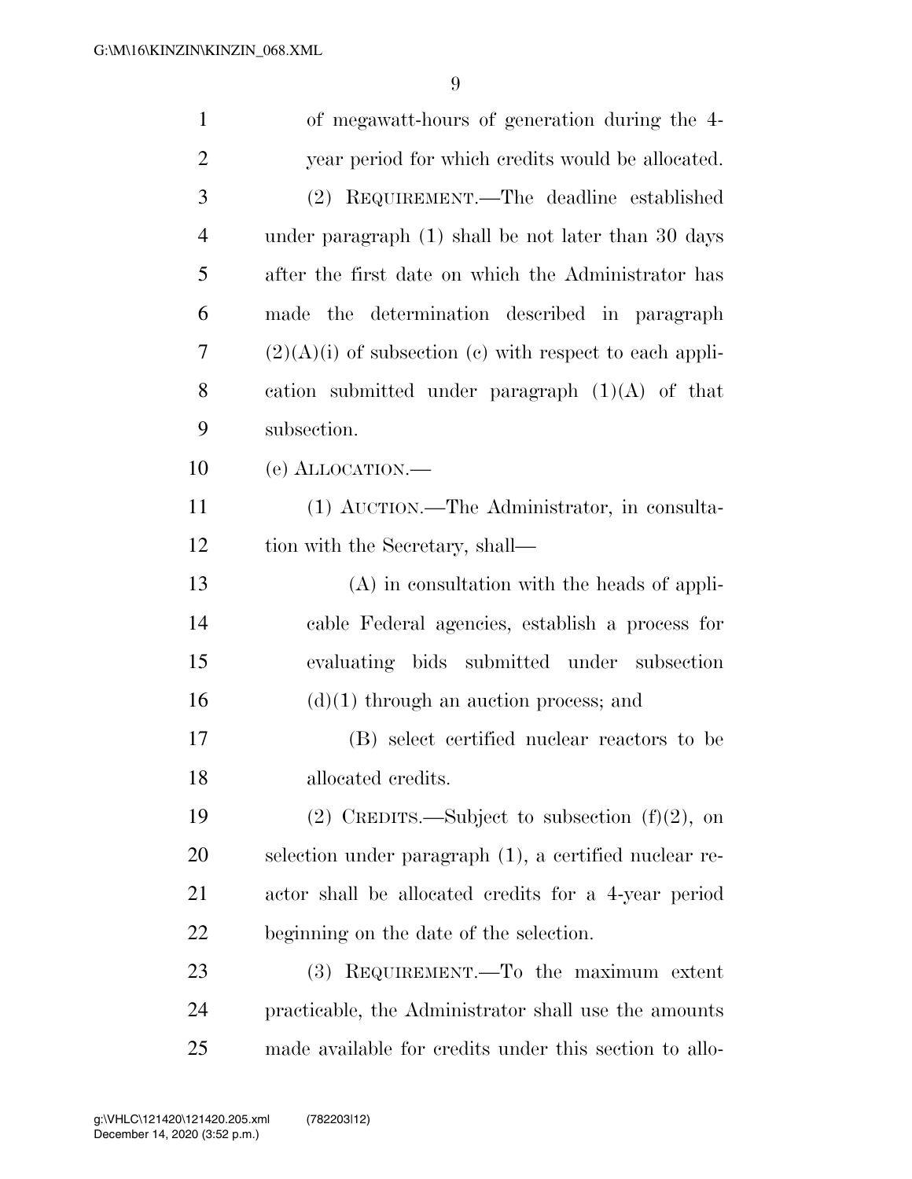of megawatt-hours of generation during the 4-year period for which credits would be allocated.

(2) REQUIREMENT.—The deadline established under paragraph (1) shall be not later than 30 days after the first date on which the Administrator has made the determination described in paragraph (2)(A)(i) of subsection (c) with respect to each application submitted under paragraph (1)(A) of that subsection.

(e) ALLOCATION.—

(1) AUCTION.—The Administrator, in consultation with the Secretary, shall—

(A) in consultation with the heads of applicable Federal agencies, establish a process for evaluating bids submitted under subsection (d)(1) through an auction process; and

(B) select certified nuclear reactors to be allocated credits.

(2) CREDITS.—Subject to subsection (f)(2), on selection under paragraph (1), a certified nuclear reactor shall be allocated credits for a 4-year period beginning on the date of the selection.

(3) REQUIREMENT.—To the maximum extent practicable, the Administrator shall use the amounts made available for credits under this section to allo-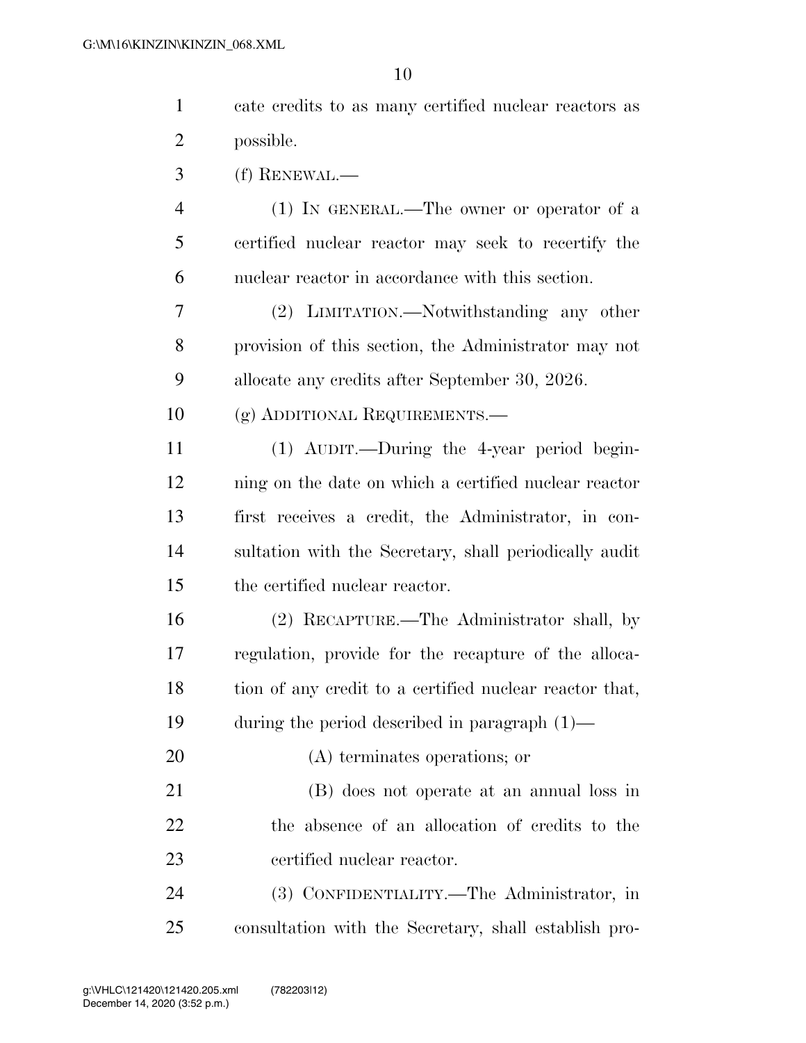cate credits to as many certified nuclear reactors as possible.

(f) RENEWAL.—

(1) IN GENERAL.—The owner or operator of a certified nuclear reactor may seek to recertify the nuclear reactor in accordance with this section.

(2) LIMITATION.—Notwithstanding any other provision of this section, the Administrator may not allocate any credits after September 30, 2026.

(g) ADDITIONAL REQUIREMENTS.—

(1) AUDIT.—During the 4-year period beginning on the date on which a certified nuclear reactor first receives a credit, the Administrator, in consultation with the Secretary, shall periodically audit the certified nuclear reactor.

(2) RECAPTURE.—The Administrator shall, by regulation, provide for the recapture of the allocation of any credit to a certified nuclear reactor that, during the period described in paragraph (1)—

(A) terminates operations; or

(B) does not operate at an annual loss in the absence of an allocation of credits to the certified nuclear reactor.

(3) CONFIDENTIALITY.—The Administrator, in consultation with the Secretary, shall establish pro-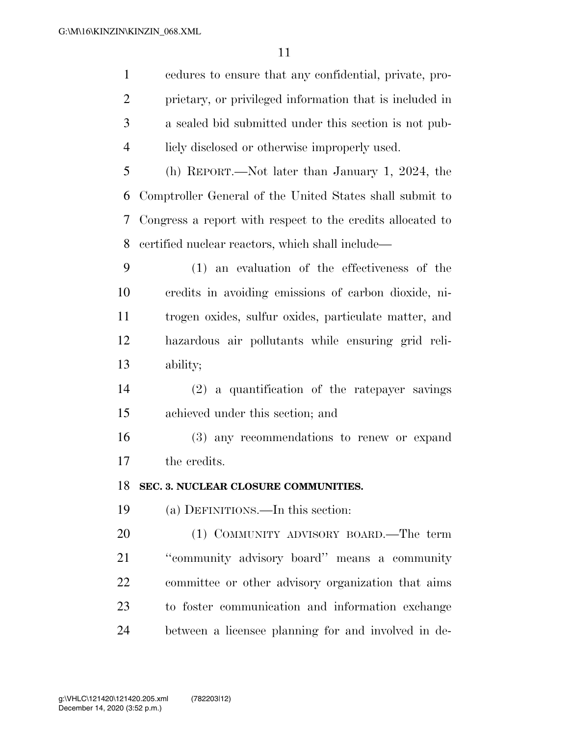cedures to ensure that any confidential, private, proprietary, or privileged information that is included in a sealed bid submitted under this section is not publicly disclosed or otherwise improperly used.

(h) REPORT.—Not later than January 1, 2024, the Comptroller General of the United States shall submit to Congress a report with respect to the credits allocated to certified nuclear reactors, which shall include—

(1) an evaluation of the effectiveness of the credits in avoiding emissions of carbon dioxide, nitrogen oxides, sulfur oxides, particulate matter, and hazardous air pollutants while ensuring grid reliability;

(2) a quantification of the ratepayer savings achieved under this section; and

(3) any recommendations to renew or expand the credits.

**SEC. 3. NUCLEAR CLOSURE COMMUNITIES.**

(a) DEFINITIONS.—In this section:

(1) COMMUNITY ADVISORY BOARD.—The term "community advisory board" means a community committee or other advisory organization that aims to foster communication and information exchange between a licensee planning for and involved in de-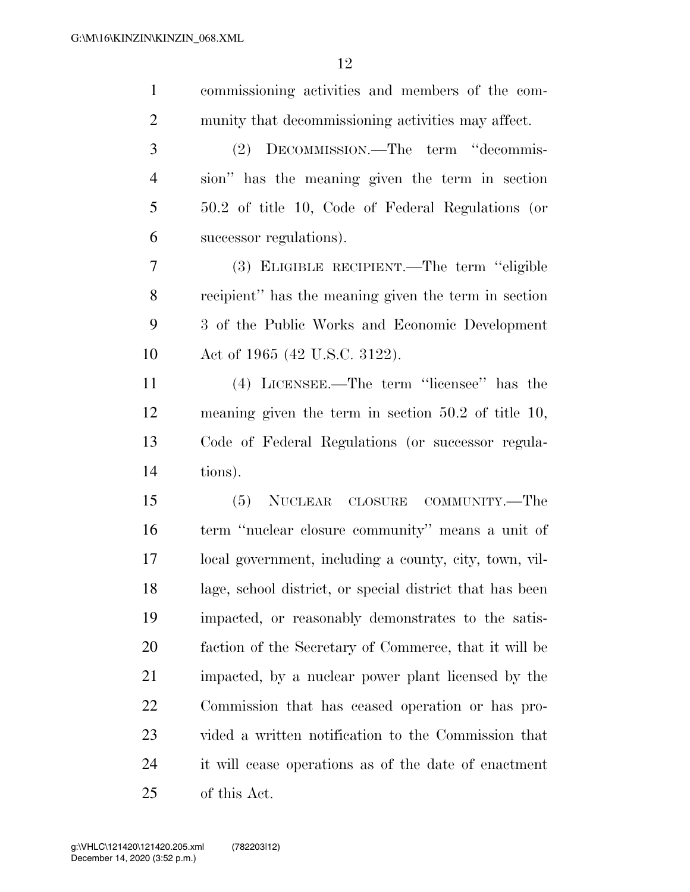commissioning activities and members of the community that decommissioning activities may affect.

(2) DECOMMISSION.—The term ''decommission'' has the meaning given the term in section 50.2 of title 10, Code of Federal Regulations (or successor regulations).

(3) ELIGIBLE RECIPIENT.—The term ''eligible recipient'' has the meaning given the term in section 3 of the Public Works and Economic Development Act of 1965 (42 U.S.C. 3122).

(4) LICENSEE.—The term ''licensee'' has the meaning given the term in section 50.2 of title 10, Code of Federal Regulations (or successor regulations).

(5) NUCLEAR CLOSURE COMMUNITY.—The term ''nuclear closure community'' means a unit of local government, including a county, city, town, village, school district, or special district that has been impacted, or reasonably demonstrates to the satisfaction of the Secretary of Commerce, that it will be impacted, by a nuclear power plant licensed by the Commission that has ceased operation or has provided a written notification to the Commission that it will cease operations as of the date of enactment of this Act.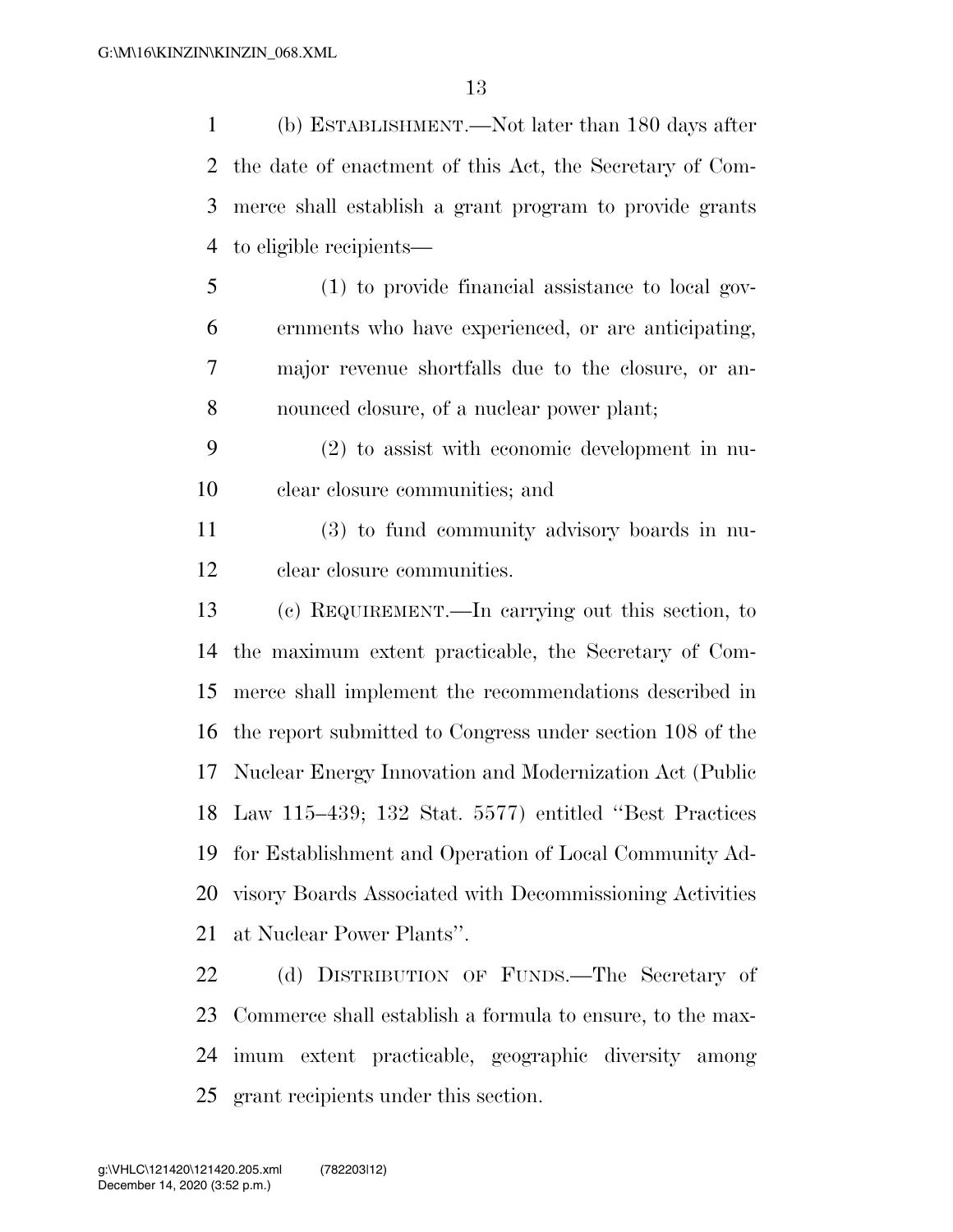(b) ESTABLISHMENT.—Not later than 180 days after the date of enactment of this Act, the Secretary of Commerce shall establish a grant program to provide grants to eligible recipients—

(1) to provide financial assistance to local governments who have experienced, or are anticipating, major revenue shortfalls due to the closure, or announced closure, of a nuclear power plant;

(2) to assist with economic development in nuclear closure communities; and

(3) to fund community advisory boards in nuclear closure communities.

(c) REQUIREMENT.—In carrying out this section, to the maximum extent practicable, the Secretary of Commerce shall implement the recommendations described in the report submitted to Congress under section 108 of the Nuclear Energy Innovation and Modernization Act (Public Law 115–439; 132 Stat. 5577) entitled ''Best Practices for Establishment and Operation of Local Community Advisory Boards Associated with Decommissioning Activities at Nuclear Power Plants''.

(d) DISTRIBUTION OF FUNDS.—The Secretary of Commerce shall establish a formula to ensure, to the maximum extent practicable, geographic diversity among grant recipients under this section.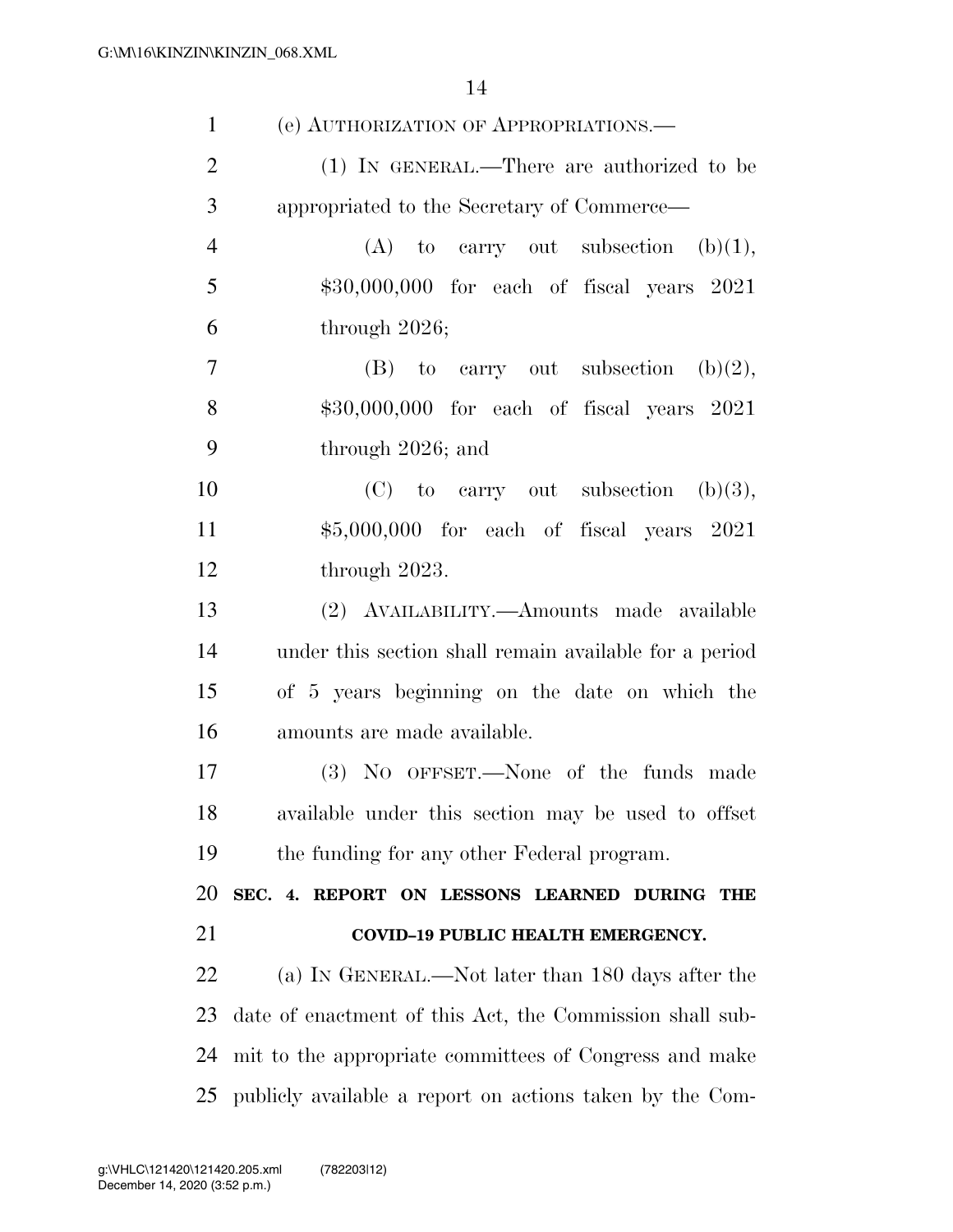(e) AUTHORIZATION OF APPROPRIATIONS.—

(1) IN GENERAL.—There are authorized to be appropriated to the Secretary of Commerce—

(A) to carry out subsection (b)(1), $30,000,000 for each of fiscal years 2021 through 2026;

(B) to carry out subsection (b)(2), $30,000,000 for each of fiscal years 2021 through 2026; and

(C) to carry out subsection (b)(3), $5,000,000 for each of fiscal years 2021 through 2023.

(2) AVAILABILITY.—Amounts made available under this section shall remain available for a period of 5 years beginning on the date on which the amounts are made available.

(3) NO OFFSET.—None of the funds made available under this section may be used to offset the funding for any other Federal program.

**SEC. 4. REPORT ON LESSONS LEARNED DURING THE COVID–19 PUBLIC HEALTH EMERGENCY.**

(a) IN GENERAL.—Not later than 180 days after the date of enactment of this Act, the Commission shall submit to the appropriate committees of Congress and make publicly available a report on actions taken by the Com-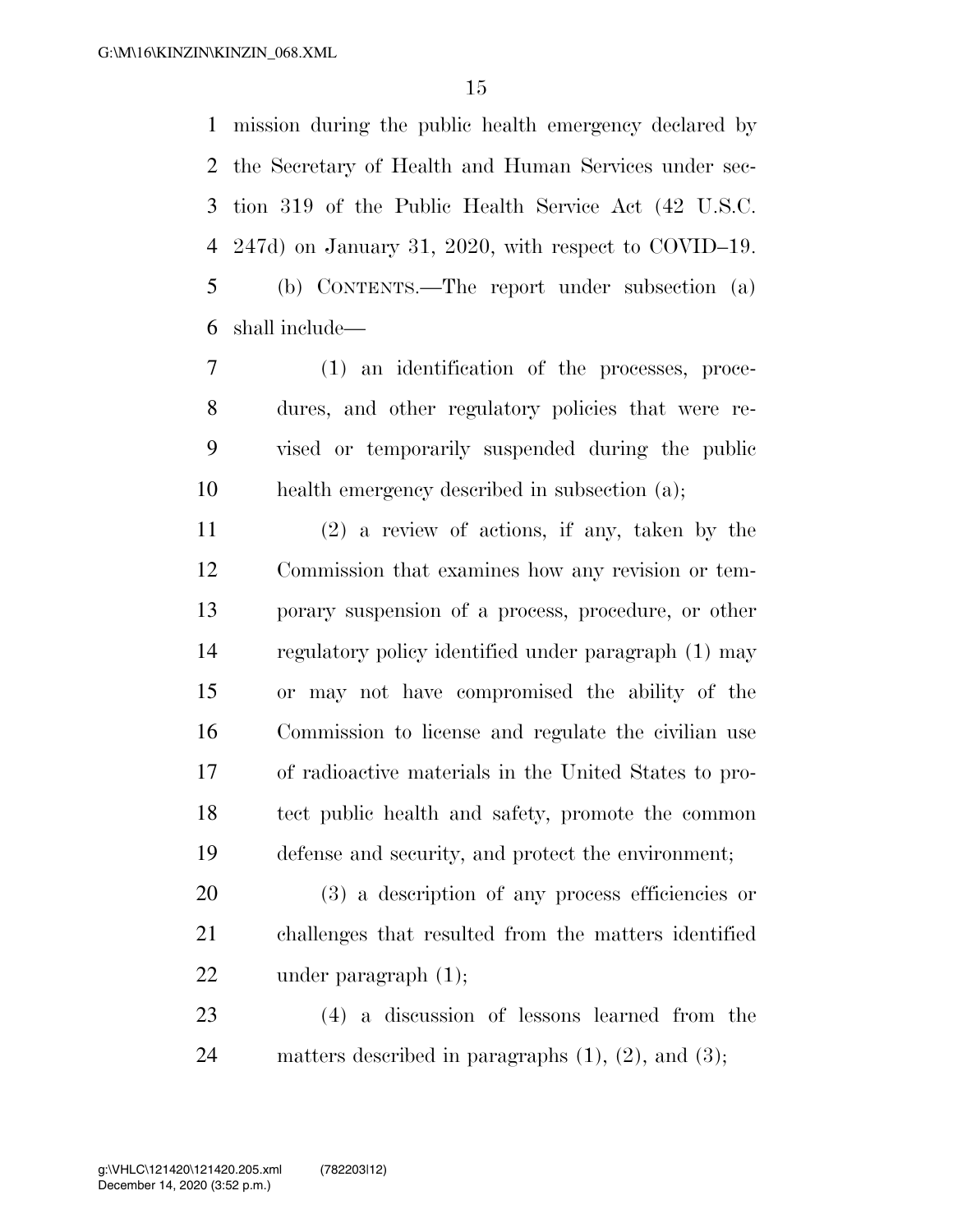mission during the public health emergency declared by the Secretary of Health and Human Services under section 319 of the Public Health Service Act (42 U.S.C. 247d) on January 31, 2020, with respect to COVID–19.

(b) CONTENTS.—The report under subsection (a) shall include—

(1) an identification of the processes, procedures, and other regulatory policies that were revised or temporarily suspended during the public health emergency described in subsection (a);

(2) a review of actions, if any, taken by the Commission that examines how any revision or temporary suspension of a process, procedure, or other regulatory policy identified under paragraph (1) may or may not have compromised the ability of the Commission to license and regulate the civilian use of radioactive materials in the United States to protect public health and safety, promote the common defense and security, and protect the environment;

(3) a description of any process efficiencies or challenges that resulted from the matters identified under paragraph (1);

(4) a discussion of lessons learned from the matters described in paragraphs (1), (2), and (3);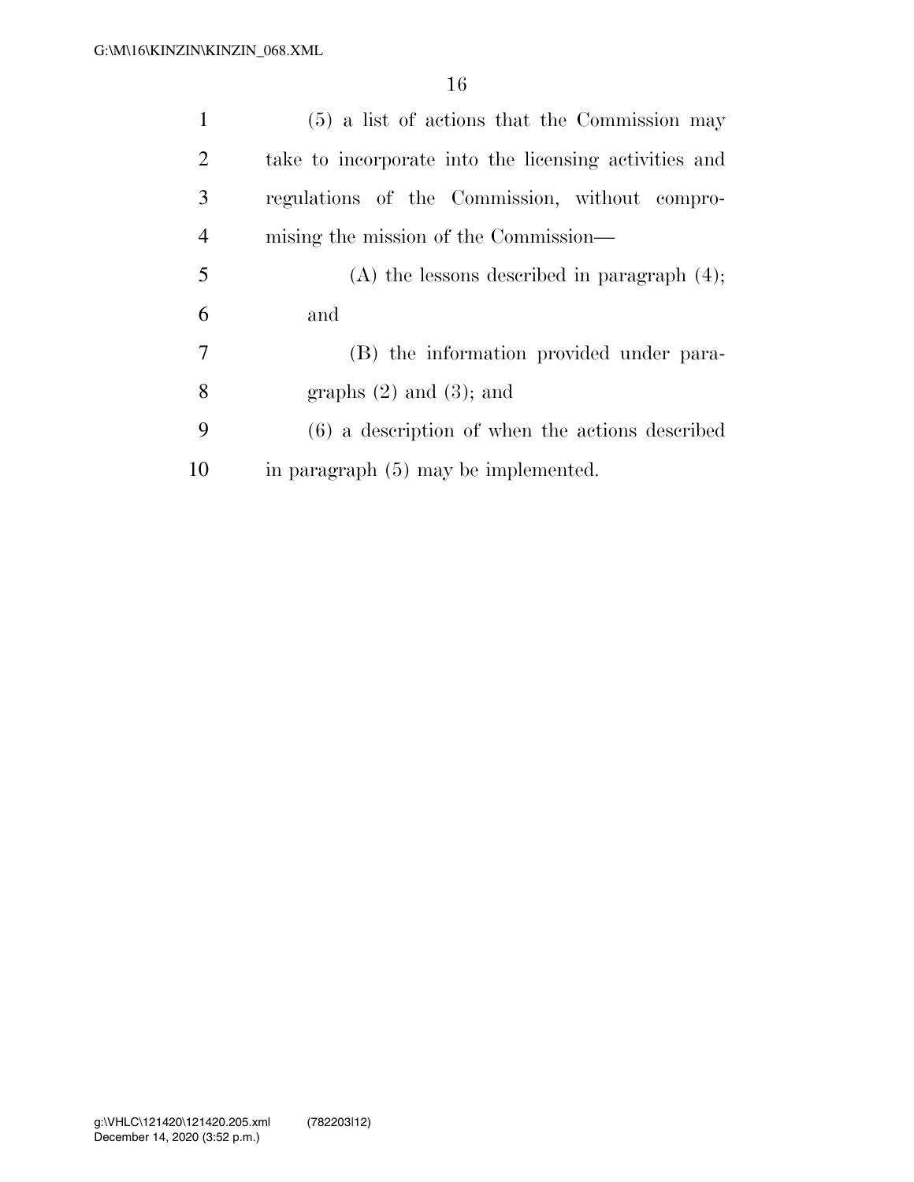(5) a list of actions that the Commission may take to incorporate into the licensing activities and regulations of the Commission, without compromising the mission of the Commission—

(A) the lessons described in paragraph (4); and

(B) the information provided under paragraphs (2) and (3); and

(6) a description of when the actions described in paragraph (5) may be implemented.